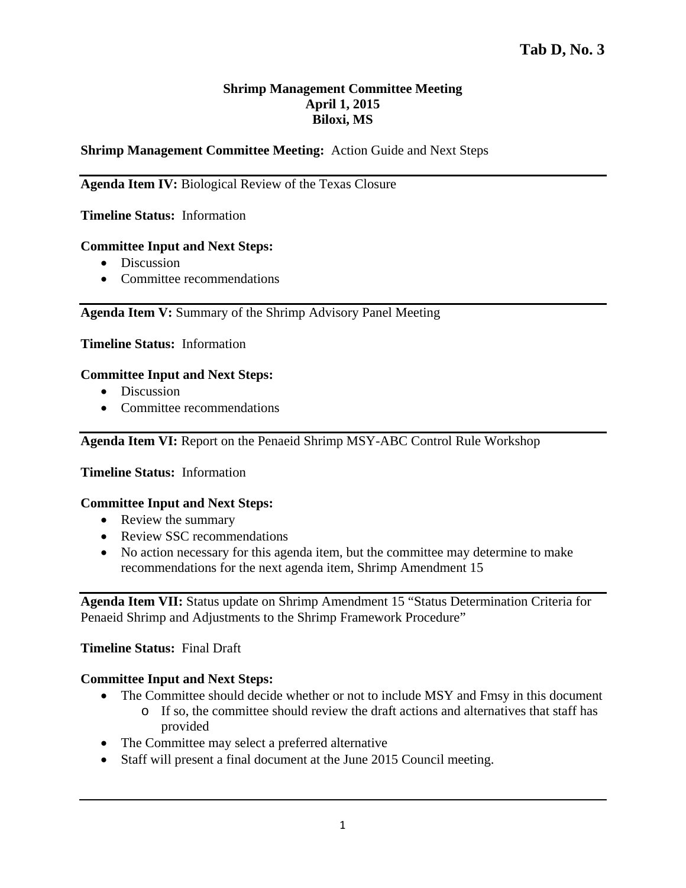**Tab D, No. 3**

**Shrimp Management Committee Meeting**
**April 1, 2015**
**Biloxi, MS**

**Shrimp Management Committee Meeting:** Action Guide and Next Steps

---

**Agenda Item IV:** Biological Review of the Texas Closure

**Timeline Status:** Information

**Committee Input and Next Steps:**

- Discussion
- Committee recommendations

---

**Agenda Item V:** Summary of the Shrimp Advisory Panel Meeting

**Timeline Status:** Information

**Committee Input and Next Steps:**

- Discussion
- Committee recommendations

---

**Agenda Item VI:** Report on the Penaeid Shrimp MSY-ABC Control Rule Workshop

**Timeline Status:** Information

**Committee Input and Next Steps:**

- Review the summary
- Review SSC recommendations
- No action necessary for this agenda item, but the committee may determine to make recommendations for the next agenda item, Shrimp Amendment 15

---

**Agenda Item VII:** Status update on Shrimp Amendment 15 "Status Determination Criteria for Penaeid Shrimp and Adjustments to the Shrimp Framework Procedure"

**Timeline Status:** Final Draft

**Committee Input and Next Steps:**

- The Committee should decide whether or not to include MSY and Fmsy in this document
    - If so, the committee should review the draft actions and alternatives that staff has provided
- The Committee may select a preferred alternative
- Staff will present a final document at the June 2015 Council meeting.

---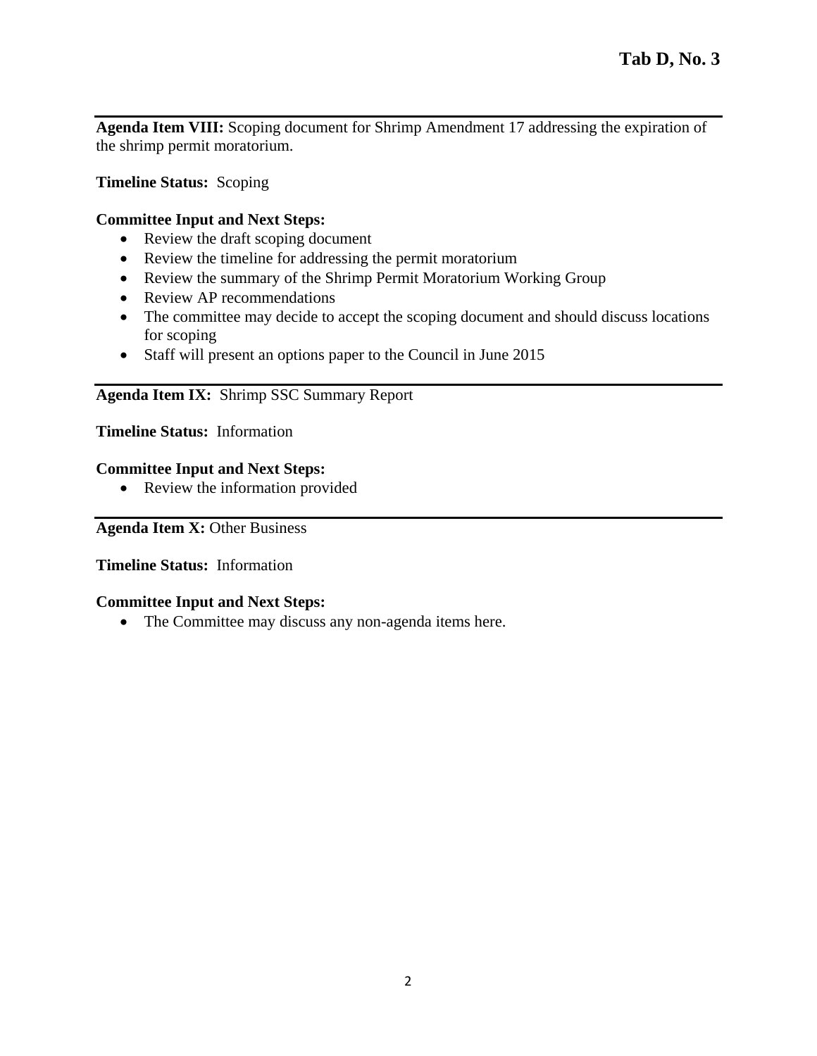**Tab D, No. 3**

---

**Agenda Item VIII:** Scoping document for Shrimp Amendment 17 addressing the expiration of the shrimp permit moratorium.

**Timeline Status:** Scoping

**Committee Input and Next Steps:**

- Review the draft scoping document
- Review the timeline for addressing the permit moratorium
- Review the summary of the Shrimp Permit Moratorium Working Group
- Review AP recommendations
- The committee may decide to accept the scoping document and should discuss locations for scoping
- Staff will present an options paper to the Council in June 2015

---

**Agenda Item IX:** Shrimp SSC Summary Report

**Timeline Status:** Information

**Committee Input and Next Steps:**

- Review the information provided

---

**Agenda Item X:** Other Business

**Timeline Status:** Information

**Committee Input and Next Steps:**

- The Committee may discuss any non-agenda items here.